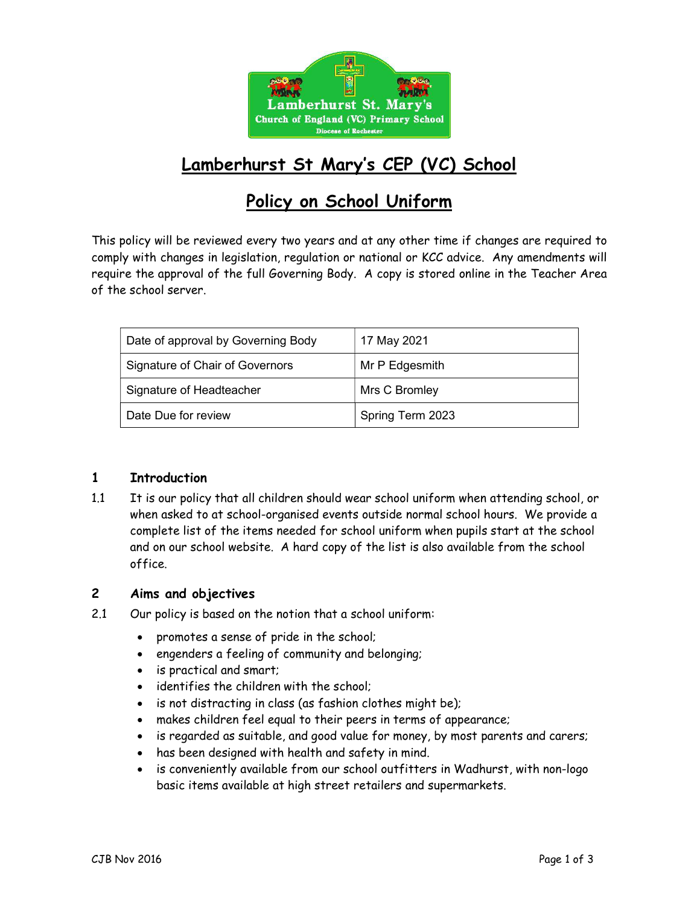# Lamberhurst St Mary's CEP (VC) School

## Policy on School Uniform

This policy will be reviewed every two years and at any other time if changes are required to comply with changes in legislation, regulation or national or KCC advice. Any amendments will require the approval of the full Governing Body. A copy is stored online in the Teacher Area of the school server.

| Date of approval by Governing Body | 17 May 2021 |
|---|---|
| Signature of Chair of Governors | Mr P Edgesmith |
| Signature of Headteacher | Mrs C Bromley |
| Date Due for review | Spring Term 2023 |

### 1 Introduction

1.1 It is our policy that all children should wear school uniform when attending school, or when asked to at school-organised events outside normal school hours. We provide a complete list of the items needed for school uniform when pupils start at the school and on our school website. A hard copy of the list is also available from the school office.

### 2 Aims and objectives

2.1 Our policy is based on the notion that a school uniform:

- promotes a sense of pride in the school;
- engenders a feeling of community and belonging;
- is practical and smart;
- identifies the children with the school;
- is not distracting in class (as fashion clothes might be);
- makes children feel equal to their peers in terms of appearance;
- is regarded as suitable, and good value for money, by most parents and carers;
- has been designed with health and safety in mind.
- is conveniently available from our school outfitters in Wadhurst, with non-logo basic items available at high street retailers and supermarkets.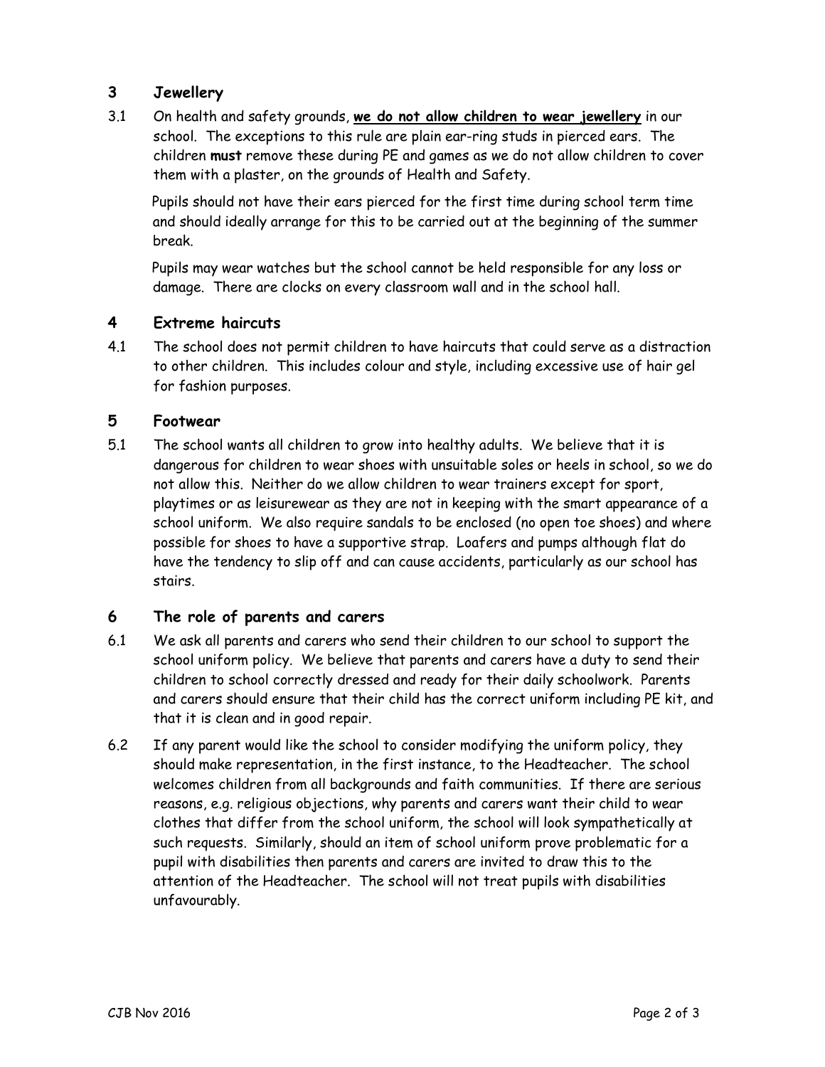## 3 Jewellery

3.1 On health and safety grounds, **<u>we do not allow children to wear jewellery</u>** in our school. The exceptions to this rule are plain ear-ring studs in pierced ears. The children **must** remove these during PE and games as we do not allow children to cover them with a plaster, on the grounds of Health and Safety.

Pupils should not have their ears pierced for the first time during school term time and should ideally arrange for this to be carried out at the beginning of the summer break.

Pupils may wear watches but the school cannot be held responsible for any loss or damage. There are clocks on every classroom wall and in the school hall.

## 4 Extreme haircuts

4.1 The school does not permit children to have haircuts that could serve as a distraction to other children. This includes colour and style, including excessive use of hair gel for fashion purposes.

## 5 Footwear

5.1 The school wants all children to grow into healthy adults. We believe that it is dangerous for children to wear shoes with unsuitable soles or heels in school, so we do not allow this. Neither do we allow children to wear trainers except for sport, playtimes or as leisurewear as they are not in keeping with the smart appearance of a school uniform. We also require sandals to be enclosed (no open toe shoes) and where possible for shoes to have a supportive strap. Loafers and pumps although flat do have the tendency to slip off and can cause accidents, particularly as our school has stairs.

## 6 The role of parents and carers

6.1 We ask all parents and carers who send their children to our school to support the school uniform policy. We believe that parents and carers have a duty to send their children to school correctly dressed and ready for their daily schoolwork. Parents and carers should ensure that their child has the correct uniform including PE kit, and that it is clean and in good repair.

6.2 If any parent would like the school to consider modifying the uniform policy, they should make representation, in the first instance, to the Headteacher. The school welcomes children from all backgrounds and faith communities. If there are serious reasons, e.g. religious objections, why parents and carers want their child to wear clothes that differ from the school uniform, the school will look sympathetically at such requests. Similarly, should an item of school uniform prove problematic for a pupil with disabilities then parents and carers are invited to draw this to the attention of the Headteacher. The school will not treat pupils with disabilities unfavourably.

CJB Nov 2016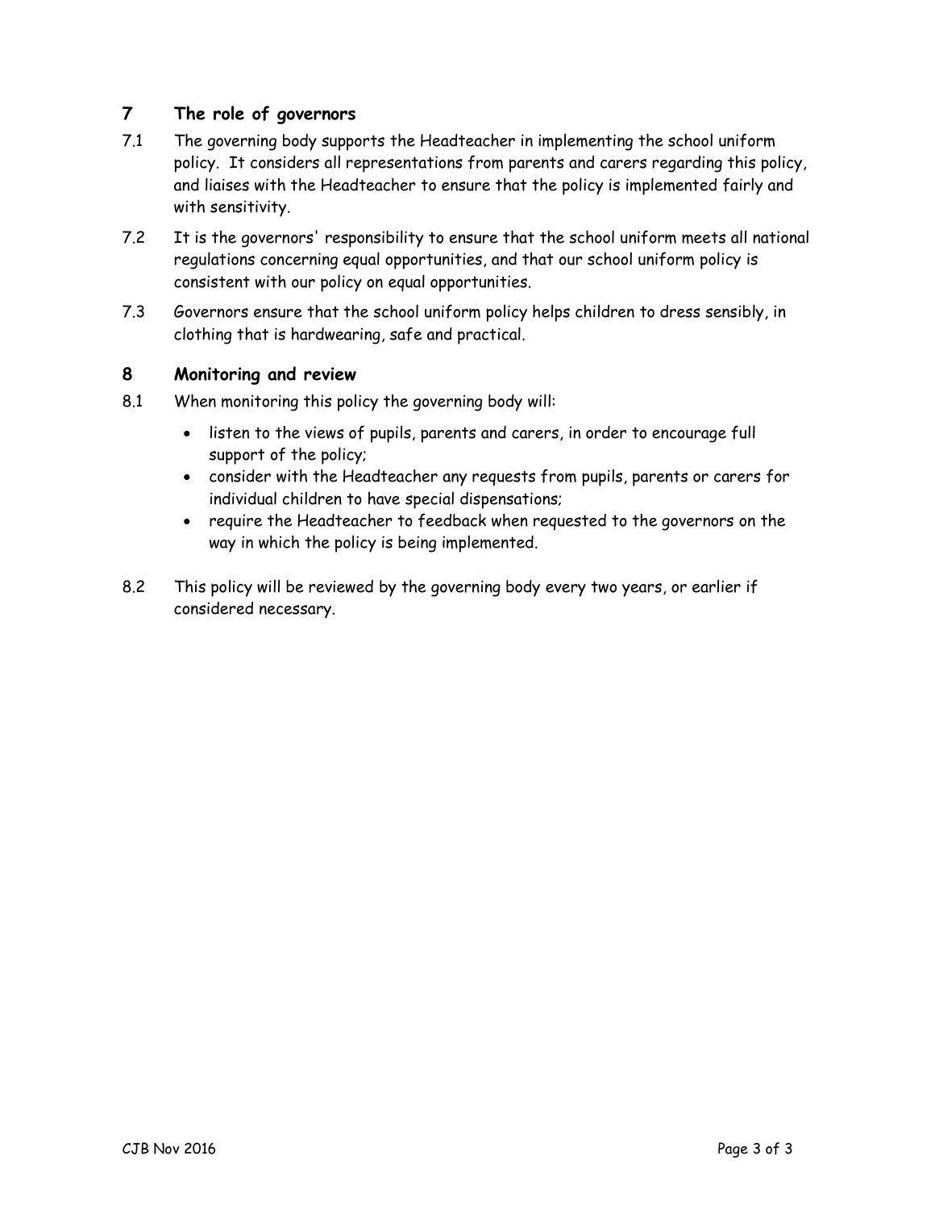## 7 The role of governors

7.1 The governing body supports the Headteacher in implementing the school uniform policy. It considers all representations from parents and carers regarding this policy, and liaises with the Headteacher to ensure that the policy is implemented fairly and with sensitivity.

7.2 It is the governors' responsibility to ensure that the school uniform meets all national regulations concerning equal opportunities, and that our school uniform policy is consistent with our policy on equal opportunities.

7.3 Governors ensure that the school uniform policy helps children to dress sensibly, in clothing that is hardwearing, safe and practical.

## 8 Monitoring and review

8.1 When monitoring this policy the governing body will:

- listen to the views of pupils, parents and carers, in order to encourage full support of the policy;
- consider with the Headteacher any requests from pupils, parents or carers for individual children to have special dispensations;
- require the Headteacher to feedback when requested to the governors on the way in which the policy is being implemented.

8.2 This policy will be reviewed by the governing body every two years, or earlier if considered necessary.

CJB Nov 2016